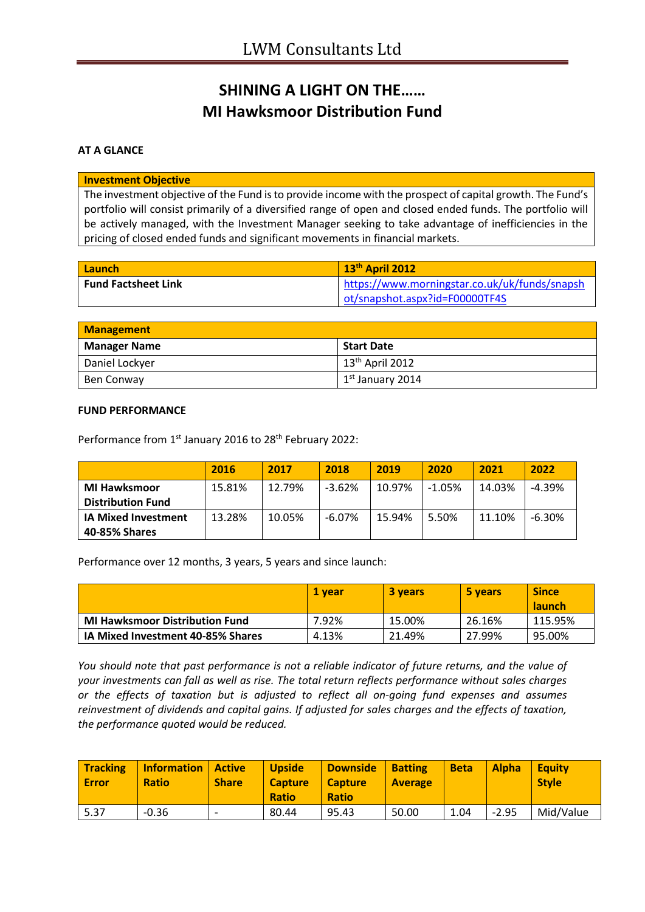LWM Consultants Ltd

# SHINING A LIGHT ON THE…… MI Hawksmoor Distribution Fund

**AT A GLANCE**

| Investment Objective |
|---|
| The investment objective of the Fund is to provide income with the prospect of capital growth. The Fund's portfolio will consist primarily of a diversified range of open and closed ended funds. The portfolio will be actively managed, with the Investment Manager seeking to take advantage of inefficiencies in the pricing of closed ended funds and significant movements in financial markets. |

| Launch | 13th April 2012 |
|---|---|
| Fund Factsheet Link | https://www.morningstar.co.uk/uk/funds/snapshot/snapshot.aspx?id=F00000TF4S |

| Management | |
|---|---|
| **Manager Name** | **Start Date** |
| Daniel Lockyer | 13th April 2012 |
| Ben Conway | 1st January 2014 |

**FUND PERFORMANCE**

Performance from 1st January 2016 to 28th February 2022:

| | 2016 | 2017 | 2018 | 2019 | 2020 | 2021 | 2022 |
|---|---|---|---|---|---|---|---|
| **MI Hawksmoor Distribution Fund** | 15.81% | 12.79% | -3.62% | 10.97% | -1.05% | 14.03% | -4.39% |
| **IA Mixed Investment 40-85% Shares** | 13.28% | 10.05% | -6.07% | 15.94% | 5.50% | 11.10% | -6.30% |

Performance over 12 months, 3 years, 5 years and since launch:

| | 1 year | 3 years | 5 years | Since launch |
|---|---|---|---|---|
| **MI Hawksmoor Distribution Fund** | 7.92% | 15.00% | 26.16% | 115.95% |
| **IA Mixed Investment 40-85% Shares** | 4.13% | 21.49% | 27.99% | 95.00% |

*You should note that past performance is not a reliable indicator of future returns, and the value of your investments can fall as well as rise. The total return reflects performance without sales charges or the effects of taxation but is adjusted to reflect all on-going fund expenses and assumes reinvestment of dividends and capital gains. If adjusted for sales charges and the effects of taxation, the performance quoted would be reduced.*

| Tracking Error | Information Ratio | Active Share | Upside Capture Ratio | Downside Capture Ratio | Batting Average | Beta | Alpha | Equity Style |
|---|---|---|---|---|---|---|---|---|
| 5.37 | -0.36 | - | 80.44 | 95.43 | 50.00 | 1.04 | -2.95 | Mid/Value |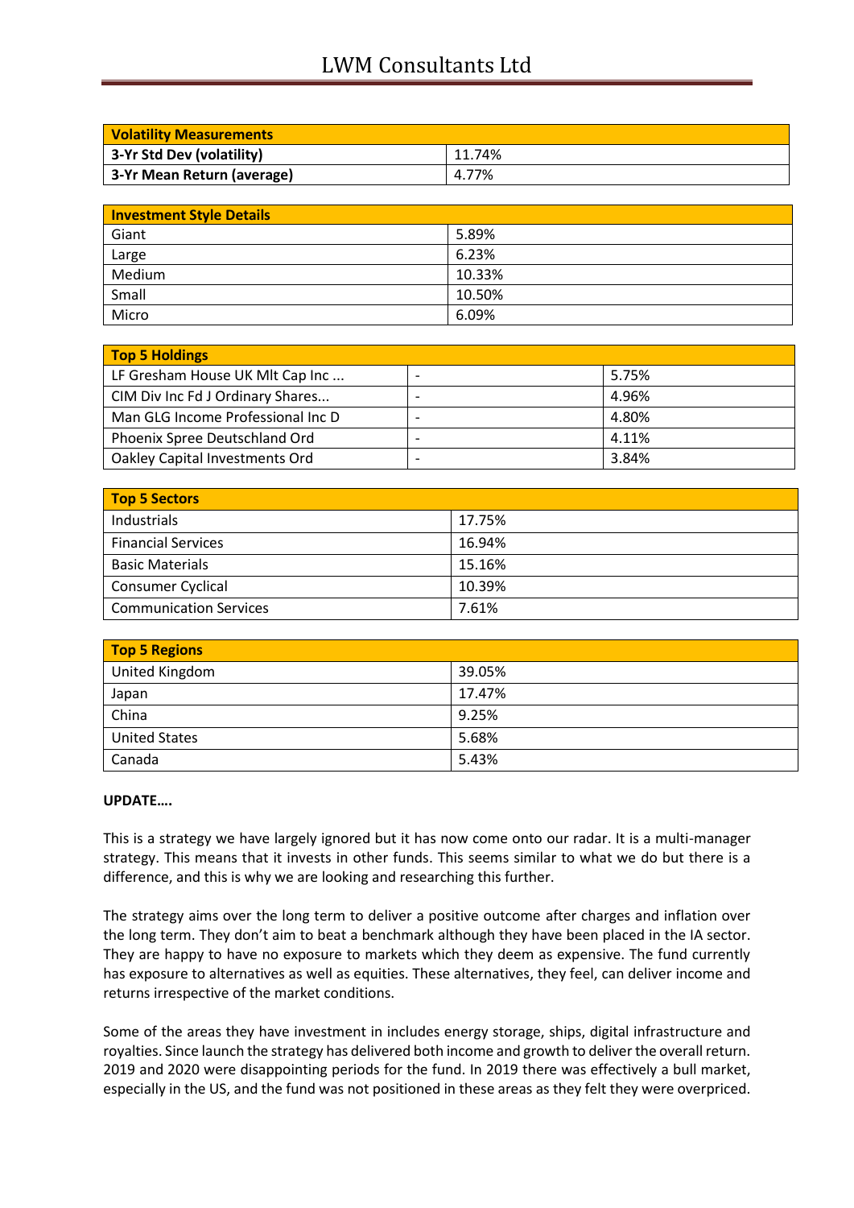| Volatility Measurements | |
|---|---|
| 3-Yr Std Dev (volatility) | 11.74% |
| 3-Yr Mean Return (average) | 4.77% |

| Investment Style Details | |
|---|---|
| Giant | 5.89% |
| Large | 6.23% |
| Medium | 10.33% |
| Small | 10.50% |
| Micro | 6.09% |

| Top 5 Holdings | | |
|---|---|---|
| LF Gresham House UK Mlt Cap Inc ... | - | 5.75% |
| CIM Div Inc Fd J Ordinary Shares... | - | 4.96% |
| Man GLG Income Professional Inc D | - | 4.80% |
| Phoenix Spree Deutschland Ord | - | 4.11% |
| Oakley Capital Investments Ord | - | 3.84% |

| Top 5 Sectors | |
|---|---|
| Industrials | 17.75% |
| Financial Services | 16.94% |
| Basic Materials | 15.16% |
| Consumer Cyclical | 10.39% |
| Communication Services | 7.61% |

| Top 5 Regions | |
|---|---|
| United Kingdom | 39.05% |
| Japan | 17.47% |
| China | 9.25% |
| United States | 5.68% |
| Canada | 5.43% |

**UPDATE….**

This is a strategy we have largely ignored but it has now come onto our radar. It is a multi-manager strategy. This means that it invests in other funds. This seems similar to what we do but there is a difference, and this is why we are looking and researching this further.

The strategy aims over the long term to deliver a positive outcome after charges and inflation over the long term. They don't aim to beat a benchmark although they have been placed in the IA sector. They are happy to have no exposure to markets which they deem as expensive. The fund currently has exposure to alternatives as well as equities. These alternatives, they feel, can deliver income and returns irrespective of the market conditions.

Some of the areas they have investment in includes energy storage, ships, digital infrastructure and royalties. Since launch the strategy has delivered both income and growth to deliver the overall return. 2019 and 2020 were disappointing periods for the fund. In 2019 there was effectively a bull market, especially in the US, and the fund was not positioned in these areas as they felt they were overpriced.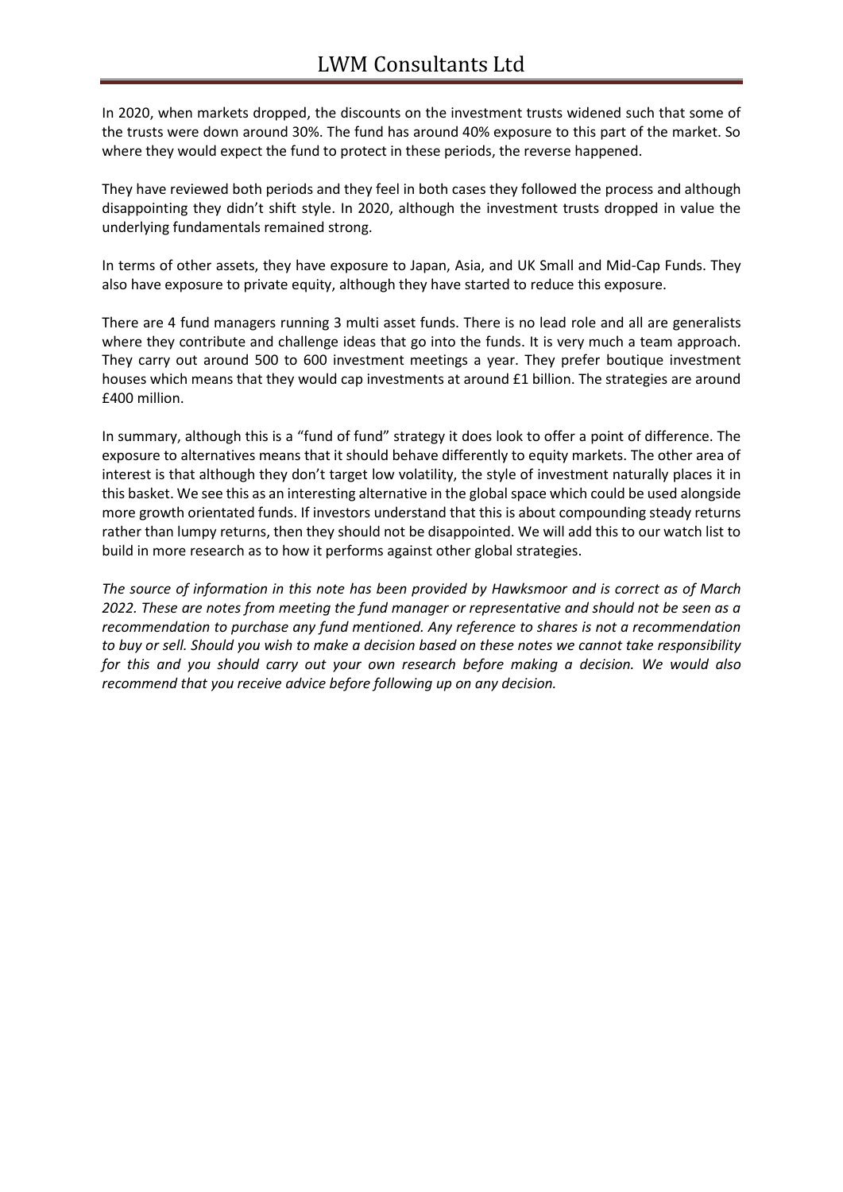In 2020, when markets dropped, the discounts on the investment trusts widened such that some of the trusts were down around 30%. The fund has around 40% exposure to this part of the market. So where they would expect the fund to protect in these periods, the reverse happened.

They have reviewed both periods and they feel in both cases they followed the process and although disappointing they didn't shift style. In 2020, although the investment trusts dropped in value the underlying fundamentals remained strong.

In terms of other assets, they have exposure to Japan, Asia, and UK Small and Mid-Cap Funds. They also have exposure to private equity, although they have started to reduce this exposure.

There are 4 fund managers running 3 multi asset funds. There is no lead role and all are generalists where they contribute and challenge ideas that go into the funds. It is very much a team approach. They carry out around 500 to 600 investment meetings a year. They prefer boutique investment houses which means that they would cap investments at around £1 billion. The strategies are around £400 million.

In summary, although this is a "fund of fund" strategy it does look to offer a point of difference. The exposure to alternatives means that it should behave differently to equity markets. The other area of interest is that although they don't target low volatility, the style of investment naturally places it in this basket. We see this as an interesting alternative in the global space which could be used alongside more growth orientated funds. If investors understand that this is about compounding steady returns rather than lumpy returns, then they should not be disappointed. We will add this to our watch list to build in more research as to how it performs against other global strategies.

*The source of information in this note has been provided by Hawksmoor and is correct as of March 2022. These are notes from meeting the fund manager or representative and should not be seen as a recommendation to purchase any fund mentioned. Any reference to shares is not a recommendation to buy or sell. Should you wish to make a decision based on these notes we cannot take responsibility for this and you should carry out your own research before making a decision. We would also recommend that you receive advice before following up on any decision.*